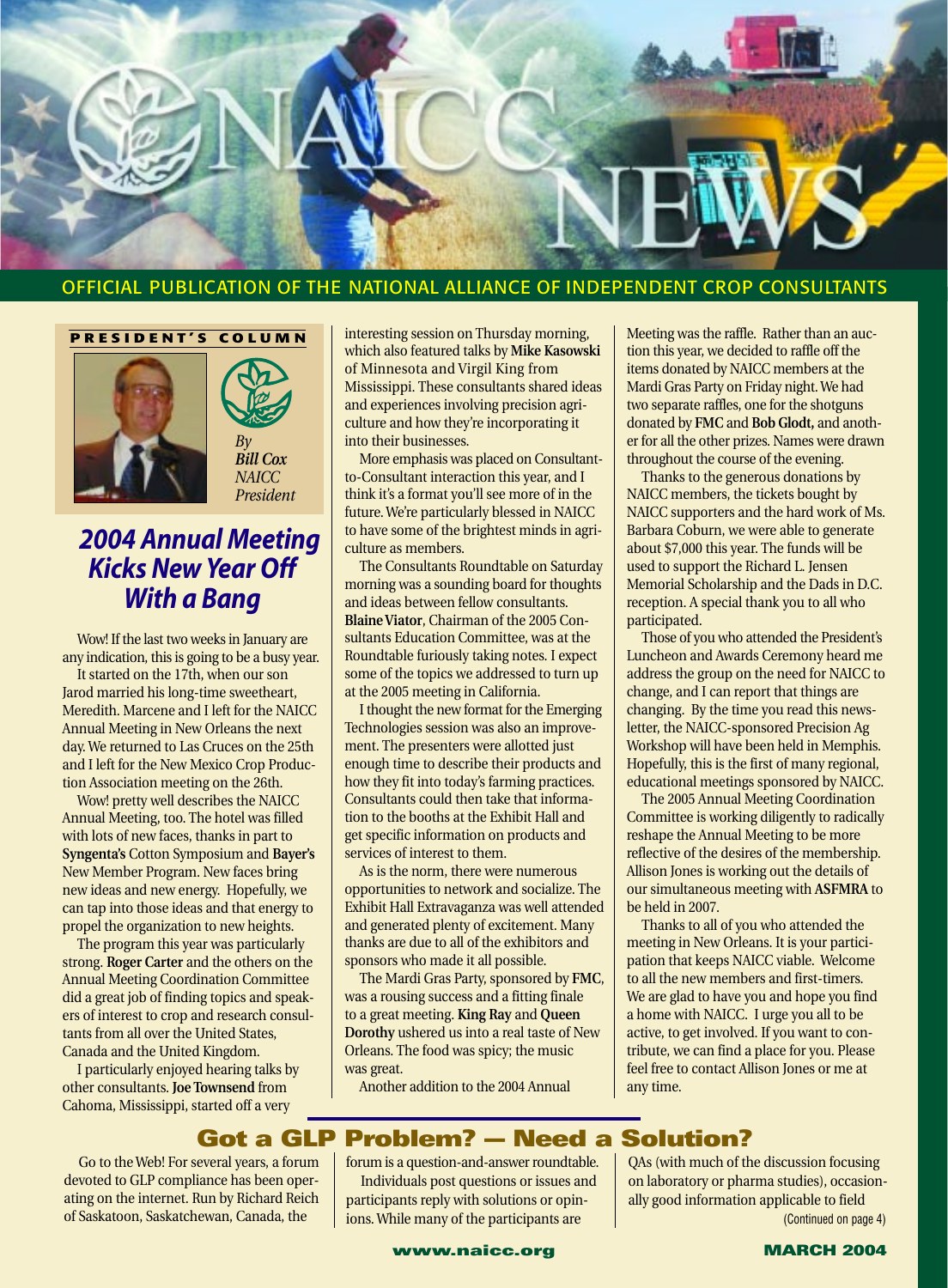# NAICC NEWS

OFFICIAL PUBLICATION OF THE NATIONAL ALLIANCE OF INDEPENDENT CROP CONSULTANTS

**PRESIDENT'S COLUMN**

*By Bill Cox NAICC President*

## 2004 Annual Meeting Kicks New Year Off With a Bang

Wow! If the last two weeks in January are any indication, this is going to be a busy year.

It started on the 17th, when our son Jarod married his long-time sweetheart, Meredith. Marcene and I left for the NAICC Annual Meeting in New Orleans the next day. We returned to Las Cruces on the 25th and I left for the New Mexico Crop Production Association meeting on the 26th.

Wow! pretty well describes the NAICC Annual Meeting, too. The hotel was filled with lots of new faces, thanks in part to **Syngenta's** Cotton Symposium and **Bayer's** New Member Program. New faces bring new ideas and new energy. Hopefully, we can tap into those ideas and that energy to propel the organization to new heights.

The program this year was particularly strong. **Roger Carter** and the others on the Annual Meeting Coordination Committee did a great job of finding topics and speakers of interest to crop and research consultants from all over the United States, Canada and the United Kingdom.

I particularly enjoyed hearing talks by other consultants. **Joe Townsend** from Cahoma, Mississippi, started off a very interesting session on Thursday morning, which also featured talks by **Mike Kasowski** of Minnesota and Virgil King from Mississippi. These consultants shared ideas and experiences involving precision agriculture and how they're incorporating it into their businesses.

More emphasis was placed on Consultant-to-Consultant interaction this year, and I think it's a format you'll see more of in the future. We're particularly blessed in NAICC to have some of the brightest minds in agriculture as members.

The Consultants Roundtable on Saturday morning was a sounding board for thoughts and ideas between fellow consultants. **Blaine Viator**, Chairman of the 2005 Consultants Education Committee, was at the Roundtable furiously taking notes. I expect some of the topics we addressed to turn up at the 2005 meeting in California.

I thought the new format for the Emerging Technologies session was also an improvement. The presenters were allotted just enough time to describe their products and how they fit into today's farming practices. Consultants could then take that information to the booths at the Exhibit Hall and get specific information on products and services of interest to them.

As is the norm, there were numerous opportunities to network and socialize. The Exhibit Hall Extravaganza was well attended and generated plenty of excitement. Many thanks are due to all of the exhibitors and sponsors who made it all possible.

The Mardi Gras Party, sponsored by **FMC**, was a rousing success and a fitting finale to a great meeting. **King Ray** and **Queen Dorothy** ushered us into a real taste of New Orleans. The food was spicy; the music was great.

Another addition to the 2004 Annual Meeting was the raffle. Rather than an auction this year, we decided to raffle off the items donated by NAICC members at the Mardi Gras Party on Friday night. We had two separate raffles, one for the shotguns donated by **FMC** and **Bob Glodt,** and another for all the other prizes. Names were drawn throughout the course of the evening.

Thanks to the generous donations by NAICC members, the tickets bought by NAICC supporters and the hard work of Ms. Barbara Coburn, we were able to generate about $7,000 this year. The funds will be used to support the Richard L. Jensen Memorial Scholarship and the Dads in D.C. reception. A special thank you to all who participated.

Those of you who attended the President's Luncheon and Awards Ceremony heard me address the group on the need for NAICC to change, and I can report that things are changing. By the time you read this newsletter, the NAICC-sponsored Precision Ag Workshop will have been held in Memphis. Hopefully, this is the first of many regional, educational meetings sponsored by NAICC.

The 2005 Annual Meeting Coordination Committee is working diligently to radically reshape the Annual Meeting to be more reflective of the desires of the membership. Allison Jones is working out the details of our simultaneous meeting with **ASFMRA** to be held in 2007.

Thanks to all of you who attended the meeting in New Orleans. It is your participation that keeps NAICC viable. Welcome to all the new members and first-timers. We are glad to have you and hope you find a home with NAICC. I urge you all to be active, to get involved. If you want to contribute, we can find a place for you. Please feel free to contact Allison Jones or me at any time.

## Got a GLP Problem? — Need a Solution?

Go to the Web! For several years, a forum devoted to GLP compliance has been operating on the internet. Run by Richard Reich of Saskatoon, Saskatchewan, Canada, the forum is a question-and-answer roundtable.

Individuals post questions or issues and participants reply with solutions or opinions. While many of the participants are QAs (with much of the discussion focusing on laboratory or pharma studies), occasionally good information applicable to field

(Continued on page 4)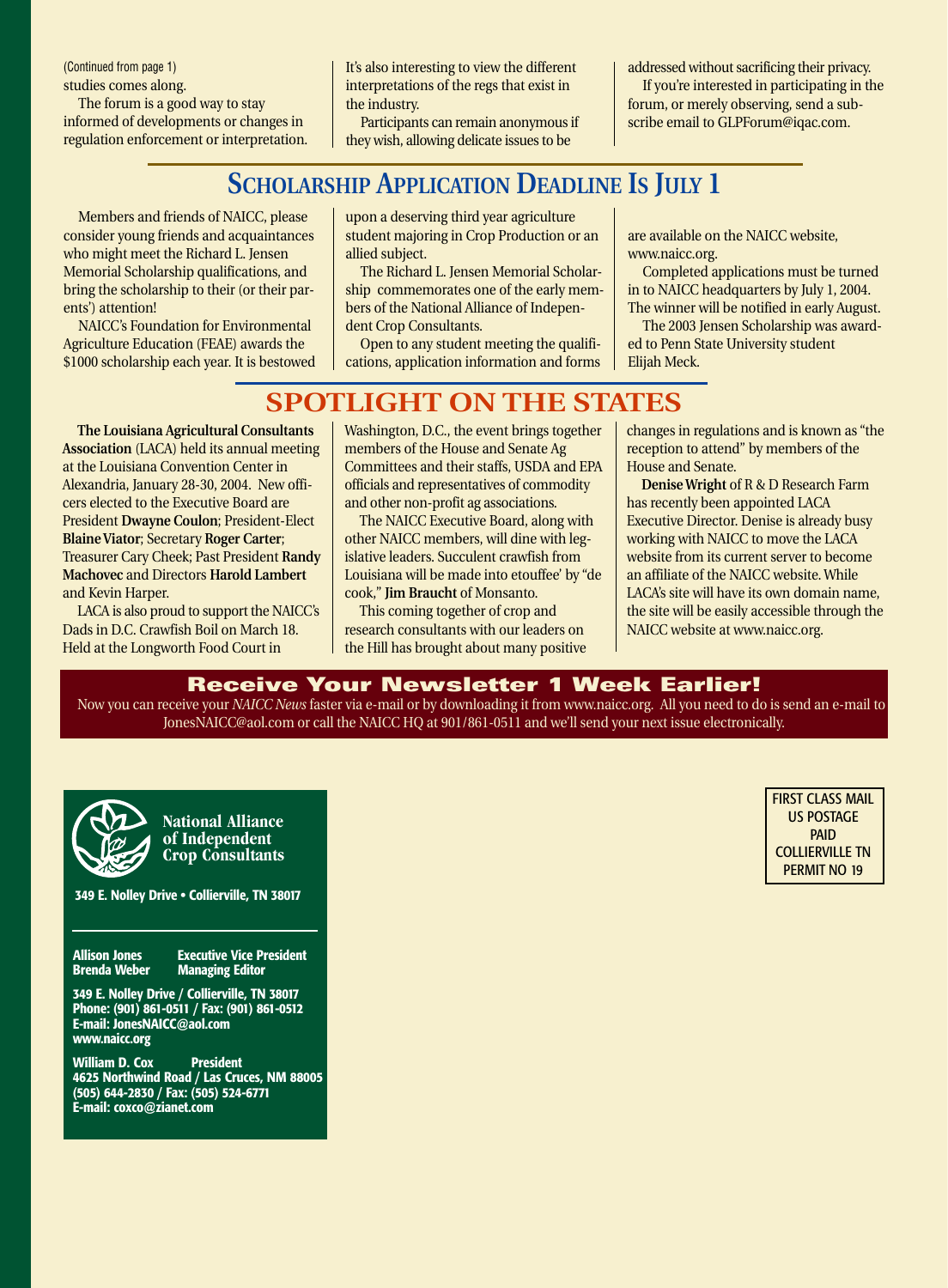(Continued from page 1)

studies comes along.

The forum is a good way to stay informed of developments or changes in regulation enforcement or interpretation.

It's also interesting to view the different interpretations of the regs that exist in the industry.

Participants can remain anonymous if they wish, allowing delicate issues to be addressed without sacrificing their privacy.

If you're interested in participating in the forum, or merely observing, send a subscribe email to GLPForum@iqac.com.

## Scholarship Application Deadline Is July 1

Members and friends of NAICC, please consider young friends and acquaintances who might meet the Richard L. Jensen Memorial Scholarship qualifications, and bring the scholarship to their (or their parents') attention!

NAICC's Foundation for Environmental Agriculture Education (FEAE) awards the $1000 scholarship each year. It is bestowed upon a deserving third year agriculture student majoring in Crop Production or an allied subject.

The Richard L. Jensen Memorial Scholarship commemorates one of the early members of the National Alliance of Independent Crop Consultants.

Open to any student meeting the qualifications, application information and forms are available on the NAICC website, www.naicc.org.

Completed applications must be turned in to NAICC headquarters by July 1, 2004. The winner will be notified in early August.

The 2003 Jensen Scholarship was awarded to Penn State University student Elijah Meck.

## SPOTLIGHT ON THE STATES

**The Louisiana Agricultural Consultants Association** (LACA) held its annual meeting at the Louisiana Convention Center in Alexandria, January 28-30, 2004. New officers elected to the Executive Board are President **Dwayne Coulon**; President-Elect **Blaine Viator**; Secretary **Roger Carter**; Treasurer Cary Cheek; Past President **Randy Machovec** and Directors **Harold Lambert** and Kevin Harper.

LACA is also proud to support the NAICC's Dads in D.C. Crawfish Boil on March 18. Held at the Longworth Food Court in Washington, D.C., the event brings together members of the House and Senate Ag Committees and their staffs, USDA and EPA officials and representatives of commodity and other non-profit ag associations.

The NAICC Executive Board, along with other NAICC members, will dine with legislative leaders. Succulent crawfish from Louisiana will be made into etouffee' by "de cook," **Jim Braucht** of Monsanto.

This coming together of crop and research consultants with our leaders on the Hill has brought about many positive changes in regulations and is known as "the reception to attend" by members of the House and Senate.

**Denise Wright** of R & D Research Farm has recently been appointed LACA Executive Director. Denise is already busy working with NAICC to move the LACA website from its current server to become an affiliate of the NAICC website. While LACA's site will have its own domain name, the site will be easily accessible through the NAICC website at www.naicc.org.

### Receive Your Newsletter 1 Week Earlier!

Now you can receive your *NAICC News* faster via e-mail or by downloading it from www.naicc.org. All you need to do is send an e-mail to JonesNAICC@aol.com or call the NAICC HQ at 901/861-0511 and we'll send your next issue electronically.

**National Alliance of Independent Crop Consultants**

**349 E. Nolley Drive • Collierville, TN 38017**

**Allison Jones** Executive Vice President
**Brenda Weber** Managing Editor

**349 E. Nolley Drive / Collierville, TN 38017**
**Phone: (901) 861-0511 / Fax: (901) 861-0512**
**E-mail: JonesNAICC@aol.com**
**www.naicc.org**

**William D. Cox** President
**4625 Northwind Road / Las Cruces, NM 88005**
**(505) 644-2830 / Fax: (505) 524-6771**
**E-mail: coxco@zianet.com**

FIRST CLASS MAIL
US POSTAGE
PAID
COLLIERVILLE TN
PERMIT NO 19